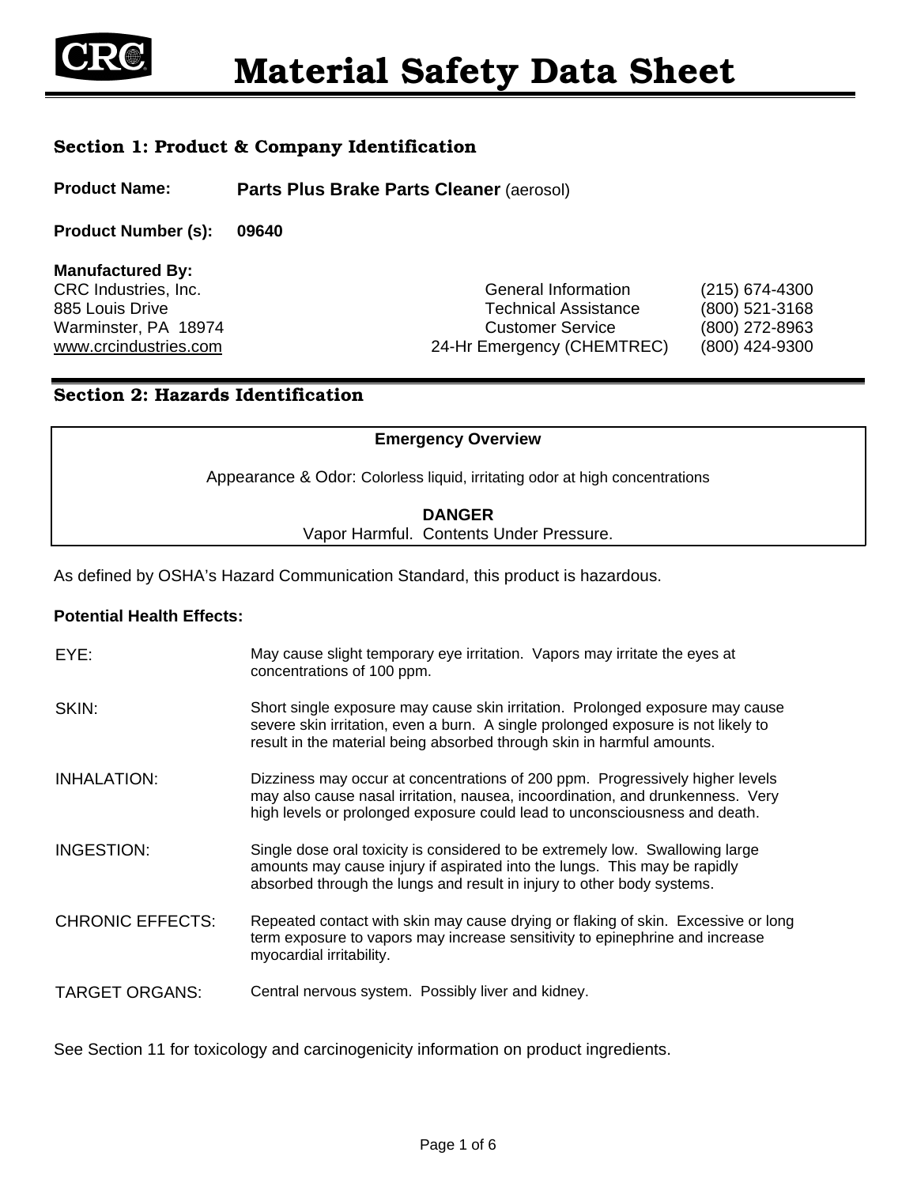# Material Safety Data Sheet

## Section 1: Product & Company Identification

**Product Name:** **Parts Plus Brake Parts Cleaner** (aerosol)

**Product Number (s):** **09640**

**Manufactured By:**
CRC Industries, Inc.
885 Louis Drive
Warminster, PA 18974
www.crcindustries.com

| | |
|---|---|
| General Information | (215) 674-4300 |
| Technical Assistance | (800) 521-3168 |
| Customer Service | (800) 272-8963 |
| 24-Hr Emergency (CHEMTREC) | (800) 424-9300 |

## Section 2: Hazards Identification

**Emergency Overview**

Appearance & Odor: Colorless liquid, irritating odor at high concentrations

**DANGER**
Vapor Harmful. Contents Under Pressure.

As defined by OSHA's Hazard Communication Standard, this product is hazardous.

**Potential Health Effects:**

| | |
|---|---|
| EYE: | May cause slight temporary eye irritation. Vapors may irritate the eyes at concentrations of 100 ppm. |
| SKIN: | Short single exposure may cause skin irritation. Prolonged exposure may cause severe skin irritation, even a burn. A single prolonged exposure is not likely to result in the material being absorbed through skin in harmful amounts. |
| INHALATION: | Dizziness may occur at concentrations of 200 ppm. Progressively higher levels may also cause nasal irritation, nausea, incoordination, and drunkenness. Very high levels or prolonged exposure could lead to unconsciousness and death. |
| INGESTION: | Single dose oral toxicity is considered to be extremely low. Swallowing large amounts may cause injury if aspirated into the lungs. This may be rapidly absorbed through the lungs and result in injury to other body systems. |
| CHRONIC EFFECTS: | Repeated contact with skin may cause drying or flaking of skin. Excessive or long term exposure to vapors may increase sensitivity to epinephrine and increase myocardial irritability. |
| TARGET ORGANS: | Central nervous system. Possibly liver and kidney. |

See Section 11 for toxicology and carcinogenicity information on product ingredients.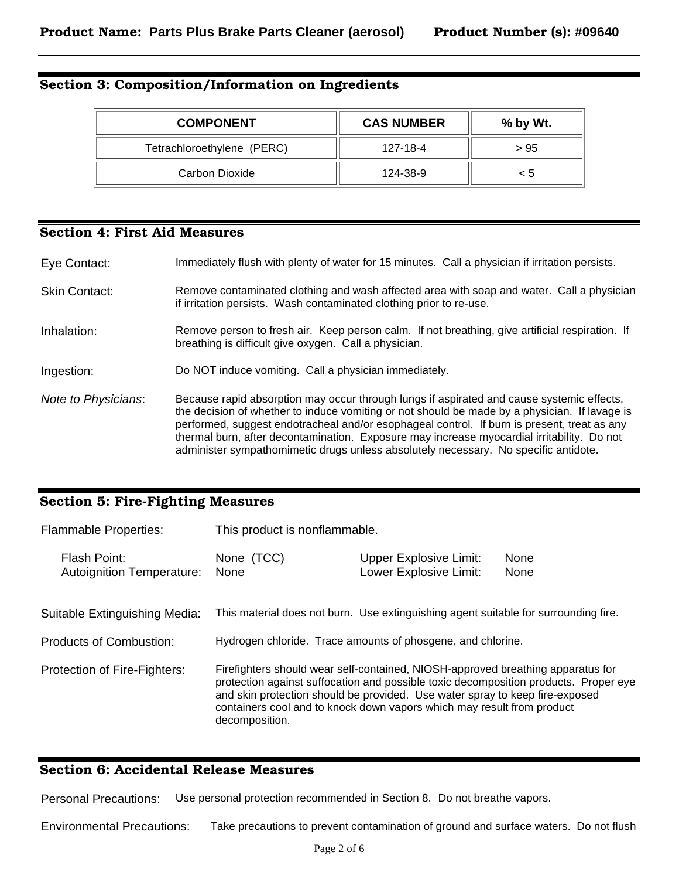## Section 3: Composition/Information on Ingredients

| COMPONENT | CAS NUMBER | % by Wt. |
|---|---|---|
| Tetrachloroethylene (PERC) | 127-18-4 | > 95 |
| Carbon Dioxide | 124-38-9 | < 5 |

## Section 4: First Aid Measures

Eye Contact: Immediately flush with plenty of water for 15 minutes. Call a physician if irritation persists.

Skin Contact: Remove contaminated clothing and wash affected area with soap and water. Call a physician if irritation persists. Wash contaminated clothing prior to re-use.

Inhalation: Remove person to fresh air. Keep person calm. If not breathing, give artificial respiration. If breathing is difficult give oxygen. Call a physician.

Ingestion: Do NOT induce vomiting. Call a physician immediately.

*Note to Physicians*: Because rapid absorption may occur through lungs if aspirated and cause systemic effects, the decision of whether to induce vomiting or not should be made by a physician. If lavage is performed, suggest endotracheal and/or esophageal control. If burn is present, treat as any thermal burn, after decontamination. Exposure may increase myocardial irritability. Do not administer sympathomimetic drugs unless absolutely necessary. No specific antidote.

## Section 5: Fire-Fighting Measures

Flammable Properties: This product is nonflammable.

Flash Point: None (TCC)
Autoignition Temperature: None
Upper Explosive Limit: None
Lower Explosive Limit: None

Suitable Extinguishing Media: This material does not burn. Use extinguishing agent suitable for surrounding fire.

Products of Combustion: Hydrogen chloride. Trace amounts of phosgene, and chlorine.

Protection of Fire-Fighters: Firefighters should wear self-contained, NIOSH-approved breathing apparatus for protection against suffocation and possible toxic decomposition products. Proper eye and skin protection should be provided. Use water spray to keep fire-exposed containers cool and to knock down vapors which may result from product decomposition.

## Section 6: Accidental Release Measures

Personal Precautions: Use personal protection recommended in Section 8. Do not breathe vapors.

Environmental Precautions: Take precautions to prevent contamination of ground and surface waters. Do not flush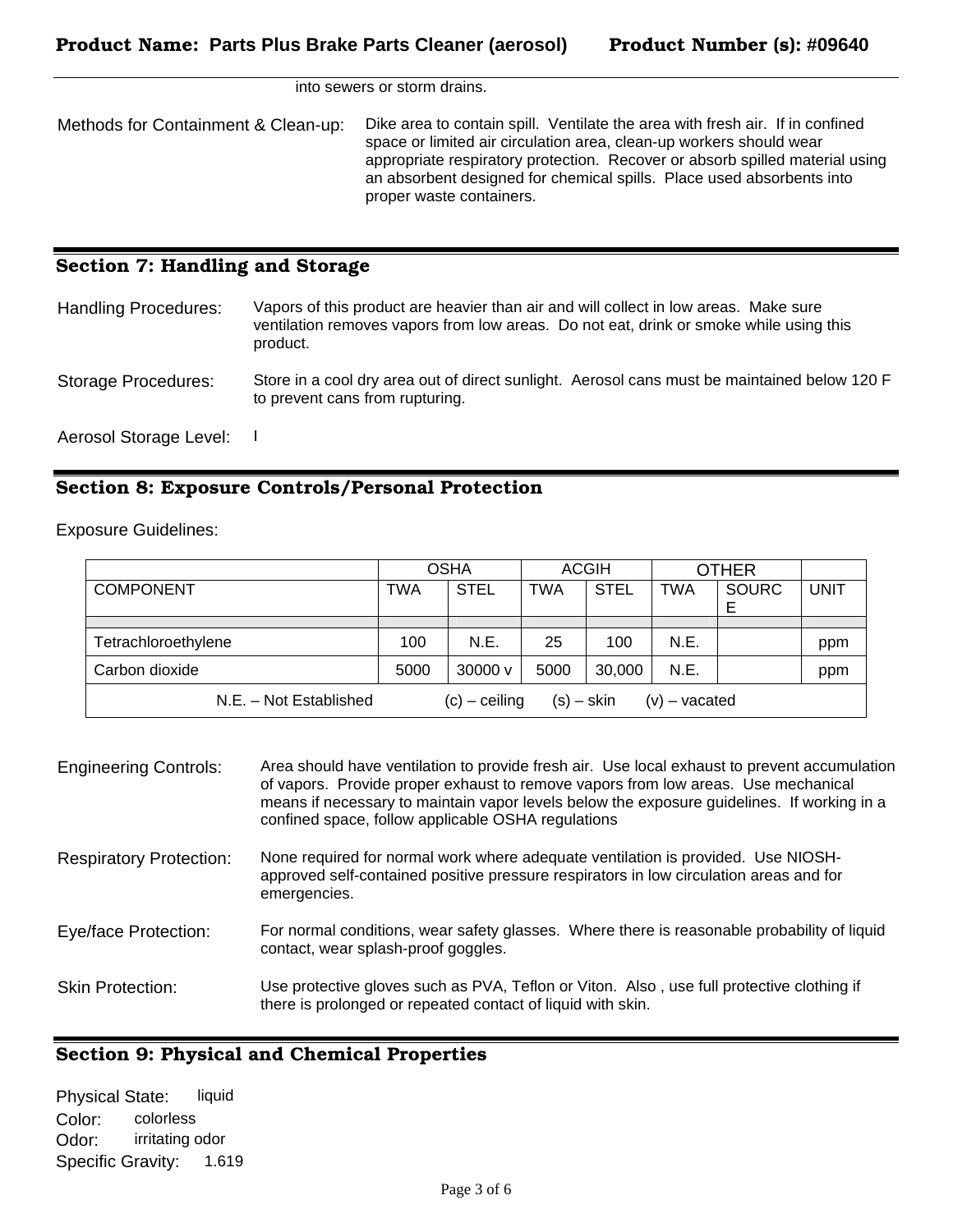into sewers or storm drains.

Methods for Containment & Clean-up: Dike area to contain spill. Ventilate the area with fresh air. If in confined space or limited air circulation area, clean-up workers should wear appropriate respiratory protection. Recover or absorb spilled material using an absorbent designed for chemical spills. Place used absorbents into proper waste containers.

## Section 7: Handling and Storage

Handling Procedures: Vapors of this product are heavier than air and will collect in low areas. Make sure ventilation removes vapors from low areas. Do not eat, drink or smoke while using this product.

Storage Procedures: Store in a cool dry area out of direct sunlight. Aerosol cans must be maintained below 120 F to prevent cans from rupturing.

Aerosol Storage Level: I

## Section 8: Exposure Controls/Personal Protection

Exposure Guidelines:

| | OSHA | | ACGIH | | OTHER | | |
|---|---|---|---|---|---|---|---|
| COMPONENT | TWA | STEL | TWA | STEL | TWA | SOURCE | UNIT |
| | | | | | | | |
| Tetrachloroethylene | 100 | N.E. | 25 | 100 | N.E. | | ppm |
| Carbon dioxide | 5000 | 30000 v | 5000 | 30,000 | N.E. | | ppm |
| N.E. – Not Established (c) – ceiling (s) – skin (v) – vacated | | | | | | | |

Engineering Controls: Area should have ventilation to provide fresh air. Use local exhaust to prevent accumulation of vapors. Provide proper exhaust to remove vapors from low areas. Use mechanical means if necessary to maintain vapor levels below the exposure guidelines. If working in a confined space, follow applicable OSHA regulations

Respiratory Protection: None required for normal work where adequate ventilation is provided. Use NIOSH-approved self-contained positive pressure respirators in low circulation areas and for emergencies.

Eye/face Protection: For normal conditions, wear safety glasses. Where there is reasonable probability of liquid contact, wear splash-proof goggles.

Skin Protection: Use protective gloves such as PVA, Teflon or Viton. Also , use full protective clothing if there is prolonged or repeated contact of liquid with skin.

## Section 9: Physical and Chemical Properties

Physical State: liquid
Color: colorless
Odor: irritating odor
Specific Gravity: 1.619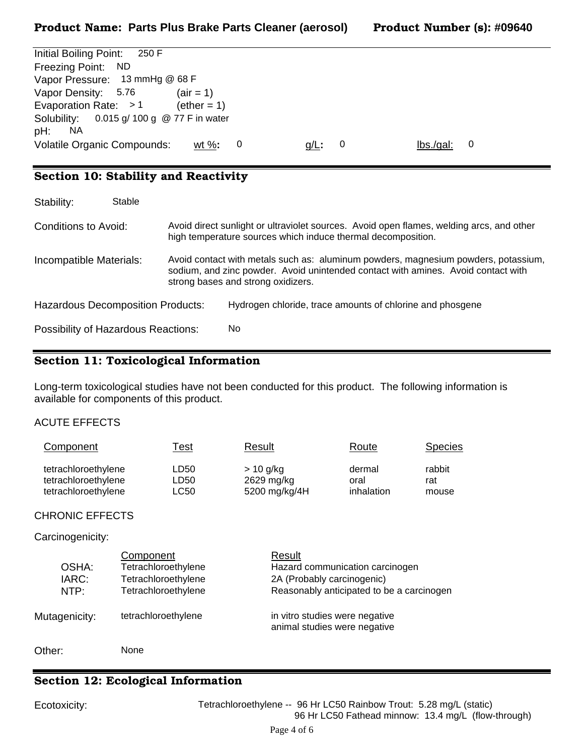Initial Boiling Point: 250 F
Freezing Point: ND
Vapor Pressure: 13 mmHg @ 68 F
Vapor Density: 5.76 (air = 1)
Evaporation Rate: > 1 (ether = 1)
Solubility: 0.015 g/ 100 g @ 77 F in water
pH: NA

| Volatile Organic Compounds: | wt %: 0 | g/L: 0 | lbs./gal: 0 |
|---|---|---|---|

## Section 10: Stability and Reactivity

Stability: Stable

Conditions to Avoid: Avoid direct sunlight or ultraviolet sources. Avoid open flames, welding arcs, and other high temperature sources which induce thermal decomposition.

Incompatible Materials: Avoid contact with metals such as: aluminum powders, magnesium powders, potassium, sodium, and zinc powder. Avoid unintended contact with amines. Avoid contact with strong bases and strong oxidizers.

Hazardous Decomposition Products: Hydrogen chloride, trace amounts of chlorine and phosgene

Possibility of Hazardous Reactions: No

## Section 11: Toxicological Information

Long-term toxicological studies have not been conducted for this product. The following information is available for components of this product.

ACUTE EFFECTS

| Component | Test | Result | Route | Species |
|---|---|---|---|---|
| tetrachloroethylene | LD50 | > 10 g/kg | dermal | rabbit |
| tetrachloroethylene | LD50 | 2629 mg/kg | oral | rat |
| tetrachloroethylene | LC50 | 5200 mg/kg/4H | inhalation | mouse |

CHRONIC EFFECTS

Carcinogenicity:

| | Component | Result |
|---|---|---|
| OSHA: | Tetrachloroethylene | Hazard communication carcinogen |
| IARC: | Tetrachloroethylene | 2A (Probably carcinogenic) |
| NTP: | Tetrachloroethylene | Reasonably anticipated to be a carcinogen |

Mutagenicity: tetrachloroethylene — in vitro studies were negative; animal studies were negative

Other: None

## Section 12: Ecological Information

Ecotoxicity: Tetrachloroethylene -- 96 Hr LC50 Rainbow Trout: 5.28 mg/L (static)
96 Hr LC50 Fathead minnow: 13.4 mg/L (flow-through)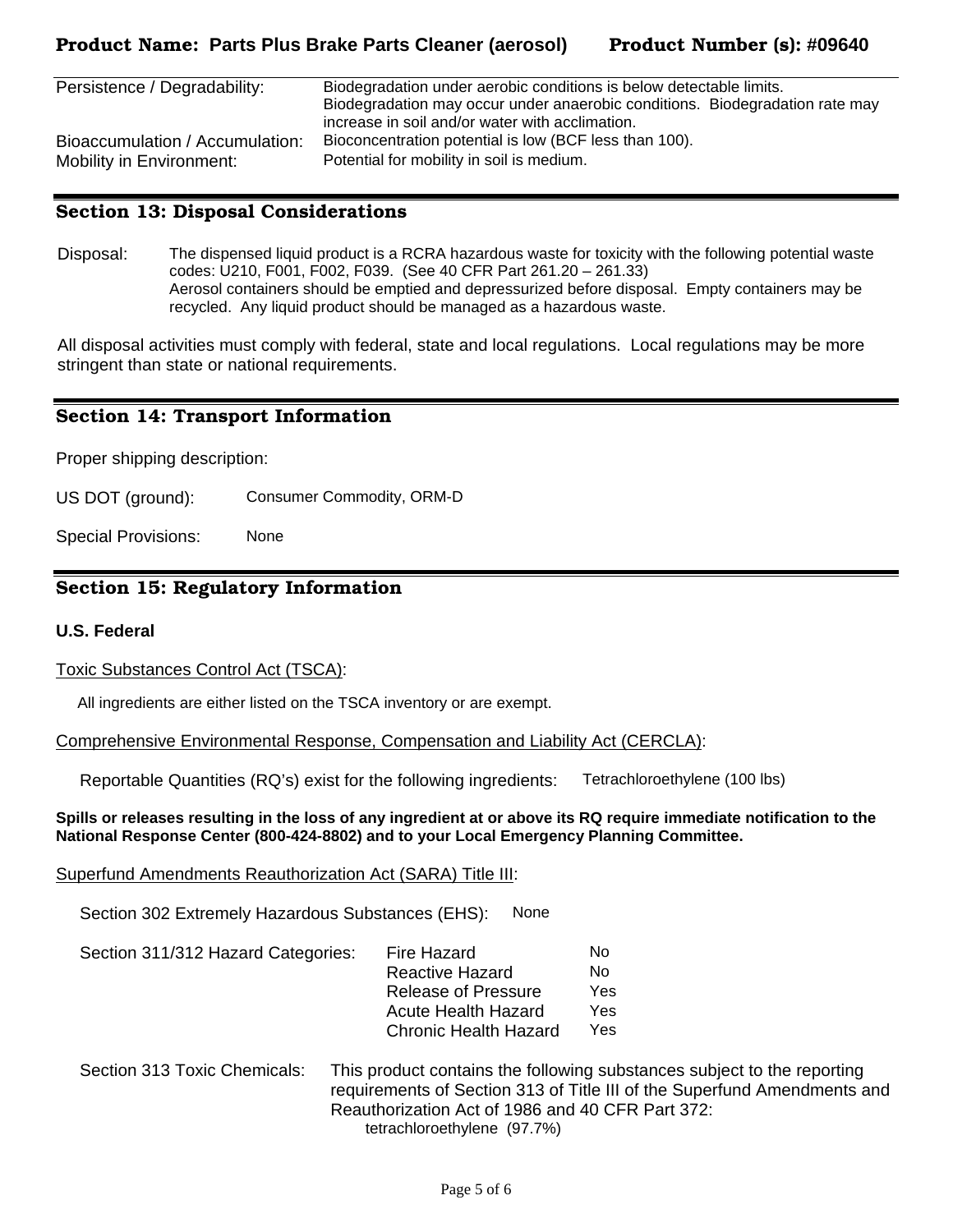| | |
|---|---|
| Persistence / Degradability: | Biodegradation under aerobic conditions is below detectable limits. Biodegradation may occur under anaerobic conditions. Biodegradation rate may increase in soil and/or water with acclimation. |
| Bioaccumulation / Accumulation: | Bioconcentration potential is low (BCF less than 100). |
| Mobility in Environment: | Potential for mobility in soil is medium. |

## Section 13: Disposal Considerations

Disposal: The dispensed liquid product is a RCRA hazardous waste for toxicity with the following potential waste codes: U210, F001, F002, F039. (See 40 CFR Part 261.20 – 261.33)
Aerosol containers should be emptied and depressurized before disposal. Empty containers may be recycled. Any liquid product should be managed as a hazardous waste.

All disposal activities must comply with federal, state and local regulations. Local regulations may be more stringent than state or national requirements.

## Section 14: Transport Information

Proper shipping description:

US DOT (ground): Consumer Commodity, ORM-D

Special Provisions: None

## Section 15: Regulatory Information

**U.S. Federal**

Toxic Substances Control Act (TSCA):

All ingredients are either listed on the TSCA inventory or are exempt.

Comprehensive Environmental Response, Compensation and Liability Act (CERCLA):

Reportable Quantities (RQ's) exist for the following ingredients: Tetrachloroethylene (100 lbs)

**Spills or releases resulting in the loss of any ingredient at or above its RQ require immediate notification to the National Response Center (800-424-8802) and to your Local Emergency Planning Committee.**

Superfund Amendments Reauthorization Act (SARA) Title III:

Section 302 Extremely Hazardous Substances (EHS): None

Section 311/312 Hazard Categories:

| | |
|---|---|
| Fire Hazard | No |
| Reactive Hazard | No |
| Release of Pressure | Yes |
| Acute Health Hazard | Yes |
| Chronic Health Hazard | Yes |

Section 313 Toxic Chemicals: This product contains the following substances subject to the reporting requirements of Section 313 of Title III of the Superfund Amendments and Reauthorization Act of 1986 and 40 CFR Part 372:
tetrachloroethylene (97.7%)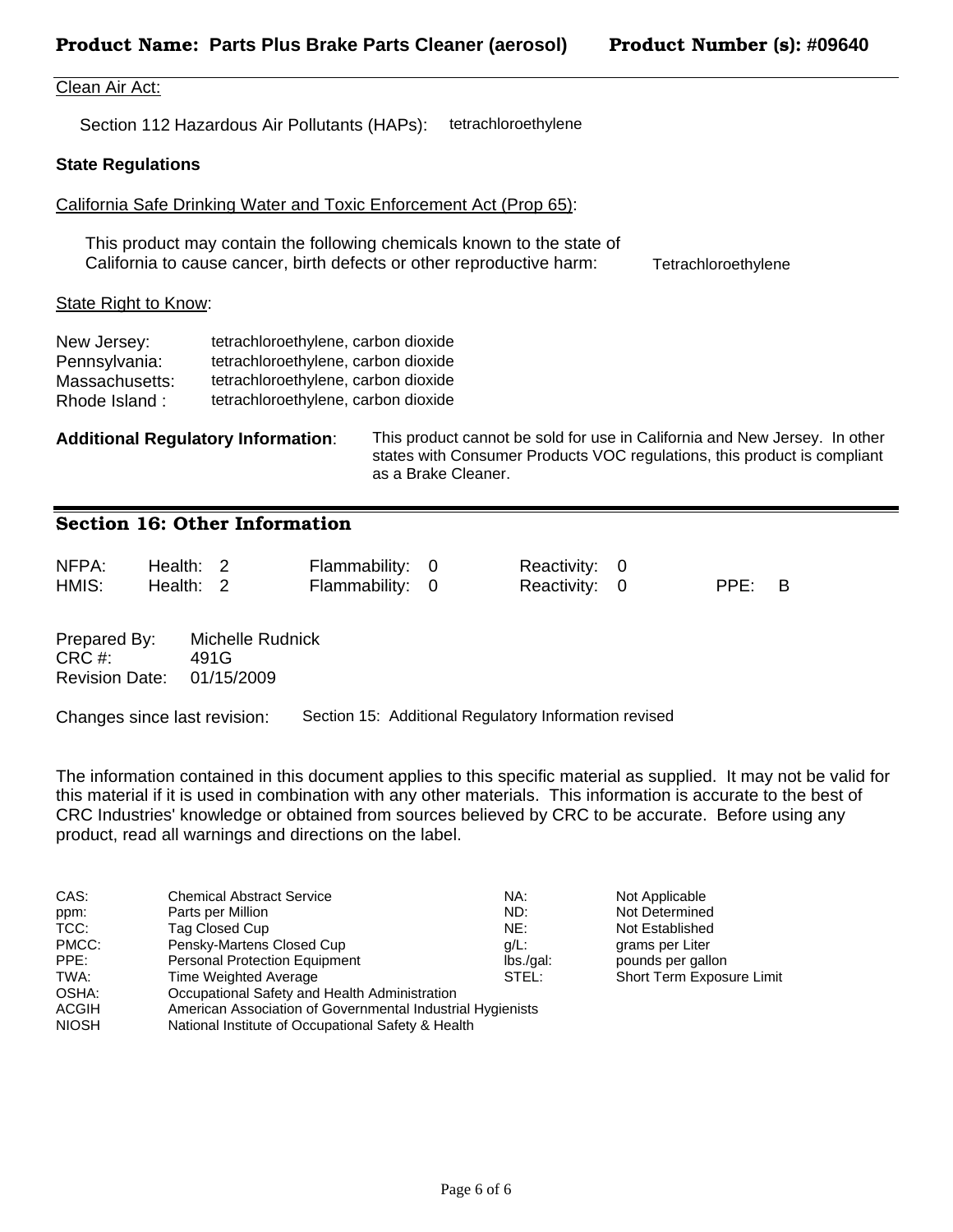Clean Air Act:

Section 112 Hazardous Air Pollutants (HAPs): tetrachloroethylene

**State Regulations**

California Safe Drinking Water and Toxic Enforcement Act (Prop 65):

This product may contain the following chemicals known to the state of California to cause cancer, birth defects or other reproductive harm: Tetrachloroethylene

State Right to Know:

| | |
|---|---|
| New Jersey: | tetrachloroethylene, carbon dioxide |
| Pennsylvania: | tetrachloroethylene, carbon dioxide |
| Massachusetts: | tetrachloroethylene, carbon dioxide |
| Rhode Island : | tetrachloroethylene, carbon dioxide |

**Additional Regulatory Information**: This product cannot be sold for use in California and New Jersey. In other states with Consumer Products VOC regulations, this product is compliant as a Brake Cleaner.

## Section 16: Other Information

| | | | | |
|---|---|---|---|---|
| NFPA: | Health: 2 | Flammability: 0 | Reactivity: 0 | |
| HMIS: | Health: 2 | Flammability: 0 | Reactivity: 0 | PPE: B |

Prepared By: Michelle Rudnick
CRC #: 491G
Revision Date: 01/15/2009

Changes since last revision: Section 15: Additional Regulatory Information revised

The information contained in this document applies to this specific material as supplied. It may not be valid for this material if it is used in combination with any other materials. This information is accurate to the best of CRC Industries' knowledge or obtained from sources believed by CRC to be accurate. Before using any product, read all warnings and directions on the label.

| | | | |
|---|---|---|---|
| CAS: | Chemical Abstract Service | NA: | Not Applicable |
| ppm: | Parts per Million | ND: | Not Determined |
| TCC: | Tag Closed Cup | NE: | Not Established |
| PMCC: | Pensky-Martens Closed Cup | g/L: | grams per Liter |
| PPE: | Personal Protection Equipment | lbs./gal: | pounds per gallon |
| TWA: | Time Weighted Average | STEL: | Short Term Exposure Limit |
| OSHA: | Occupational Safety and Health Administration | | |
| ACGIH | American Association of Governmental Industrial Hygienists | | |
| NIOSH | National Institute of Occupational Safety & Health | | |